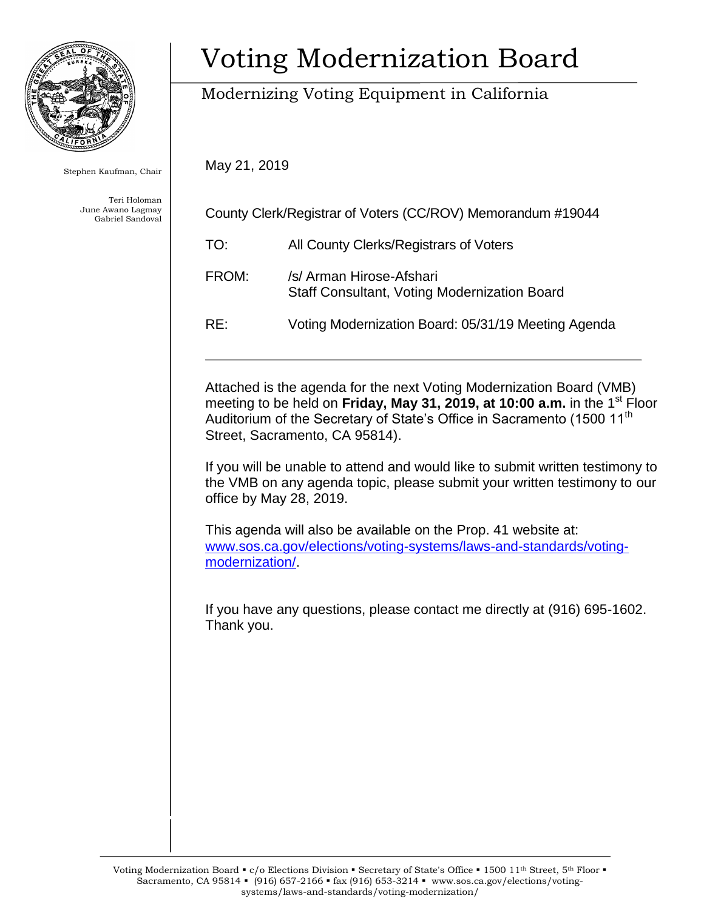# Voting Modernization Board

## Modernizing Voting Equipment in California

Stephen Kaufman, Chair

Teri Holoman
June Awano Lagmay
Gabriel Sandoval

May 21, 2019

County Clerk/Registrar of Voters (CC/ROV) Memorandum #19044

TO: All County Clerks/Registrars of Voters

FROM: /s/ Arman Hirose-Afshari
Staff Consultant, Voting Modernization Board

RE: Voting Modernization Board: 05/31/19 Meeting Agenda

---

Attached is the agenda for the next Voting Modernization Board (VMB) meeting to be held on **Friday, May 31, 2019, at 10:00 a.m.** in the 1st Floor Auditorium of the Secretary of State's Office in Sacramento (1500 11th Street, Sacramento, CA 95814).

If you will be unable to attend and would like to submit written testimony to the VMB on any agenda topic, please submit your written testimony to our office by May 28, 2019.

This agenda will also be available on the Prop. 41 website at: [www.sos.ca.gov/elections/voting-systems/laws-and-standards/voting-modernization/](www.sos.ca.gov/elections/voting-systems/laws-and-standards/voting-modernization/).

If you have any questions, please contact me directly at (916) 695-1602. Thank you.

Voting Modernization Board ▪ c/o Elections Division ▪ Secretary of State's Office ▪ 1500 11th Street, 5th Floor ▪ Sacramento, CA 95814 ▪ (916) 657-2166 ▪ fax (916) 653-3214 ▪ www.sos.ca.gov/elections/voting-systems/laws-and-standards/voting-modernization/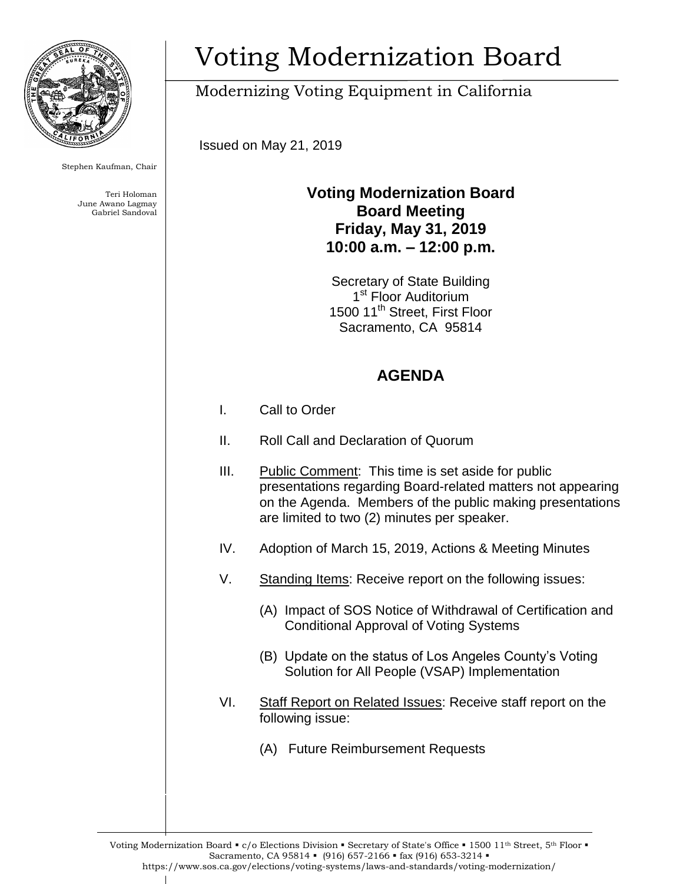# Voting Modernization Board

Modernizing Voting Equipment in California

Stephen Kaufman, Chair

Teri Holoman
June Awano Lagmay
Gabriel Sandoval

Issued on May 21, 2019

**Voting Modernization Board**
**Board Meeting**
**Friday, May 31, 2019**
**10:00 a.m. – 12:00 p.m.**

Secretary of State Building
1st Floor Auditorium
1500 11th Street, First Floor
Sacramento, CA 95814

## AGENDA

I. Call to Order

II. Roll Call and Declaration of Quorum

III. Public Comment: This time is set aside for public presentations regarding Board-related matters not appearing on the Agenda. Members of the public making presentations are limited to two (2) minutes per speaker.

IV. Adoption of March 15, 2019, Actions & Meeting Minutes

V. Standing Items: Receive report on the following issues:

   (A) Impact of SOS Notice of Withdrawal of Certification and Conditional Approval of Voting Systems

   (B) Update on the status of Los Angeles County's Voting Solution for All People (VSAP) Implementation

VI. Staff Report on Related Issues: Receive staff report on the following issue:

   (A) Future Reimbursement Requests

Voting Modernization Board ▪ c/o Elections Division ▪ Secretary of State's Office ▪ 1500 11th Street, 5th Floor ▪ Sacramento, CA 95814 ▪ (916) 657-2166 ▪ fax (916) 653-3214 ▪ https://www.sos.ca.gov/elections/voting-systems/laws-and-standards/voting-modernization/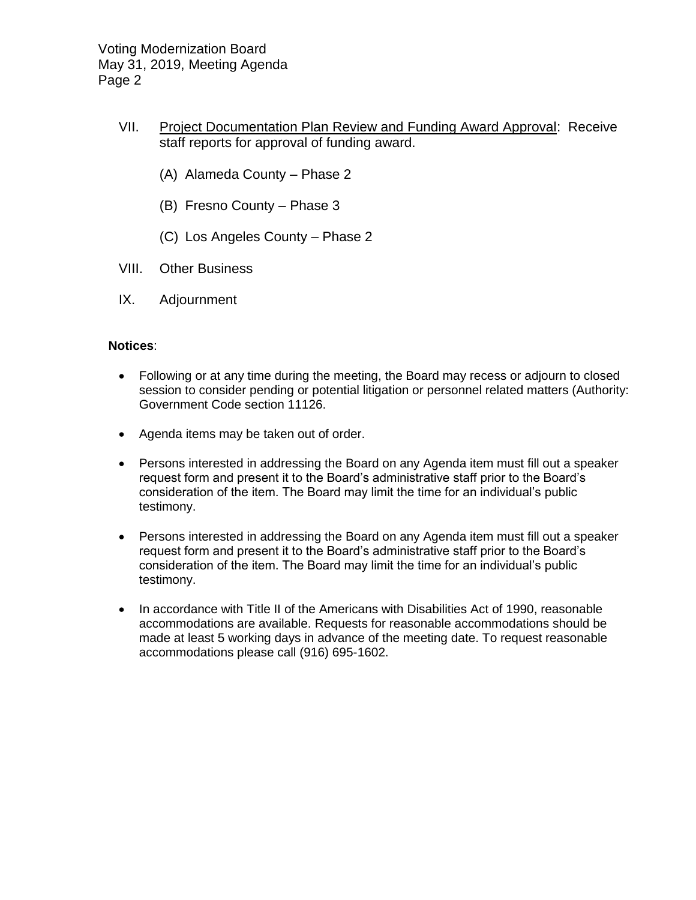VII. <u>Project Documentation Plan Review and Funding Award Approval</u>: Receive staff reports for approval of funding award.

(A) Alameda County – Phase 2

(B) Fresno County – Phase 3

(C) Los Angeles County – Phase 2

VIII. Other Business

IX. Adjournment

**Notices**:

- Following or at any time during the meeting, the Board may recess or adjourn to closed session to consider pending or potential litigation or personnel related matters (Authority: Government Code section 11126.
- Agenda items may be taken out of order.
- Persons interested in addressing the Board on any Agenda item must fill out a speaker request form and present it to the Board's administrative staff prior to the Board's consideration of the item. The Board may limit the time for an individual's public testimony.
- Persons interested in addressing the Board on any Agenda item must fill out a speaker request form and present it to the Board's administrative staff prior to the Board's consideration of the item. The Board may limit the time for an individual's public testimony.
- In accordance with Title II of the Americans with Disabilities Act of 1990, reasonable accommodations are available. Requests for reasonable accommodations should be made at least 5 working days in advance of the meeting date. To request reasonable accommodations please call (916) 695-1602.